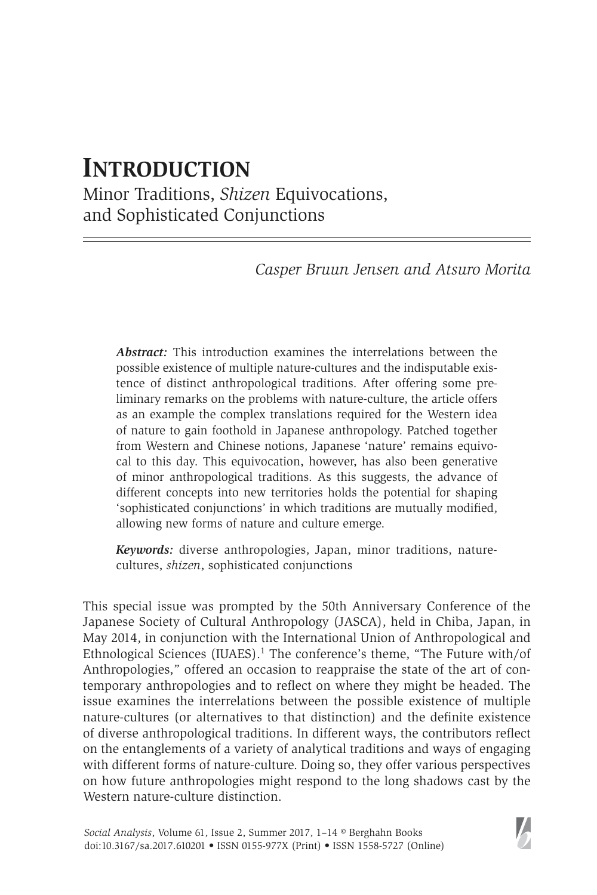# INTRODUCTION

## Minor Traditions, *Shizen* Equivocations, and Sophisticated Conjunctions

*Casper Bruun Jensen and Atsuro Morita*

***Abstract:*** This introduction examines the interrelations between the possible existence of multiple nature-cultures and the indisputable existence of distinct anthropological traditions. After offering some preliminary remarks on the problems with nature-culture, the article offers as an example the complex translations required for the Western idea of nature to gain foothold in Japanese anthropology. Patched together from Western and Chinese notions, Japanese 'nature' remains equivocal to this day. This equivocation, however, has also been generative of minor anthropological traditions. As this suggests, the advance of different concepts into new territories holds the potential for shaping 'sophisticated conjunctions' in which traditions are mutually modified, allowing new forms of nature and culture emerge.

***Keywords:*** diverse anthropologies, Japan, minor traditions, nature-cultures, *shizen*, sophisticated conjunctions

This special issue was prompted by the 50th Anniversary Conference of the Japanese Society of Cultural Anthropology (JASCA), held in Chiba, Japan, in May 2014, in conjunction with the International Union of Anthropological and Ethnological Sciences (IUAES).[1] The conference's theme, "The Future with/of Anthropologies," offered an occasion to reappraise the state of the art of contemporary anthropologies and to reflect on where they might be headed. The issue examines the interrelations between the possible existence of multiple nature-cultures (or alternatives to that distinction) and the definite existence of diverse anthropological traditions. In different ways, the contributors reflect on the entanglements of a variety of analytical traditions and ways of engaging with different forms of nature-culture. Doing so, they offer various perspectives on how future anthropologies might respond to the long shadows cast by the Western nature-culture distinction.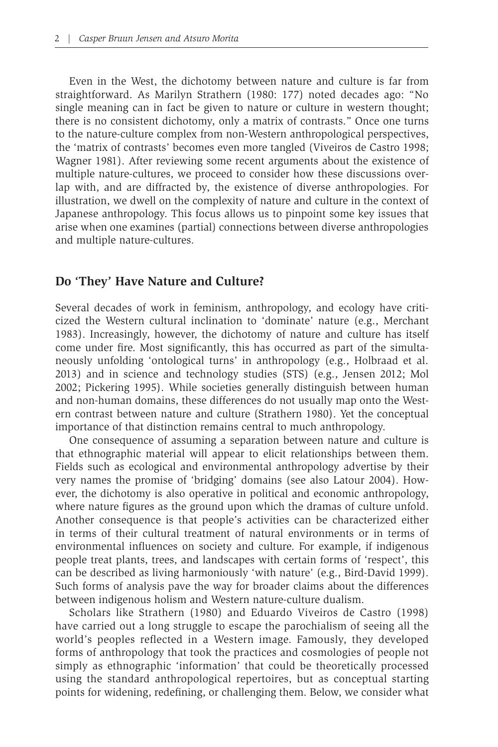Even in the West, the dichotomy between nature and culture is far from straightforward. As Marilyn Strathern (1980: 177) noted decades ago: "No single meaning can in fact be given to nature or culture in western thought; there is no consistent dichotomy, only a matrix of contrasts." Once one turns to the nature-culture complex from non-Western anthropological perspectives, the 'matrix of contrasts' becomes even more tangled (Viveiros de Castro 1998; Wagner 1981). After reviewing some recent arguments about the existence of multiple nature-cultures, we proceed to consider how these discussions overlap with, and are diffracted by, the existence of diverse anthropologies. For illustration, we dwell on the complexity of nature and culture in the context of Japanese anthropology. This focus allows us to pinpoint some key issues that arise when one examines (partial) connections between diverse anthropologies and multiple nature-cultures.

## Do 'They' Have Nature and Culture?

Several decades of work in feminism, anthropology, and ecology have criticized the Western cultural inclination to 'dominate' nature (e.g., Merchant 1983). Increasingly, however, the dichotomy of nature and culture has itself come under fire. Most significantly, this has occurred as part of the simultaneously unfolding 'ontological turns' in anthropology (e.g., Holbraad et al. 2013) and in science and technology studies (STS) (e.g., Jensen 2012; Mol 2002; Pickering 1995). While societies generally distinguish between human and non-human domains, these differences do not usually map onto the Western contrast between nature and culture (Strathern 1980). Yet the conceptual importance of that distinction remains central to much anthropology.

One consequence of assuming a separation between nature and culture is that ethnographic material will appear to elicit relationships between them. Fields such as ecological and environmental anthropology advertise by their very names the promise of 'bridging' domains (see also Latour 2004). However, the dichotomy is also operative in political and economic anthropology, where nature figures as the ground upon which the dramas of culture unfold. Another consequence is that people's activities can be characterized either in terms of their cultural treatment of natural environments or in terms of environmental influences on society and culture. For example, if indigenous people treat plants, trees, and landscapes with certain forms of 'respect', this can be described as living harmoniously 'with nature' (e.g., Bird-David 1999). Such forms of analysis pave the way for broader claims about the differences between indigenous holism and Western nature-culture dualism.

Scholars like Strathern (1980) and Eduardo Viveiros de Castro (1998) have carried out a long struggle to escape the parochialism of seeing all the world's peoples reflected in a Western image. Famously, they developed forms of anthropology that took the practices and cosmologies of people not simply as ethnographic 'information' that could be theoretically processed using the standard anthropological repertoires, but as conceptual starting points for widening, redefining, or challenging them. Below, we consider what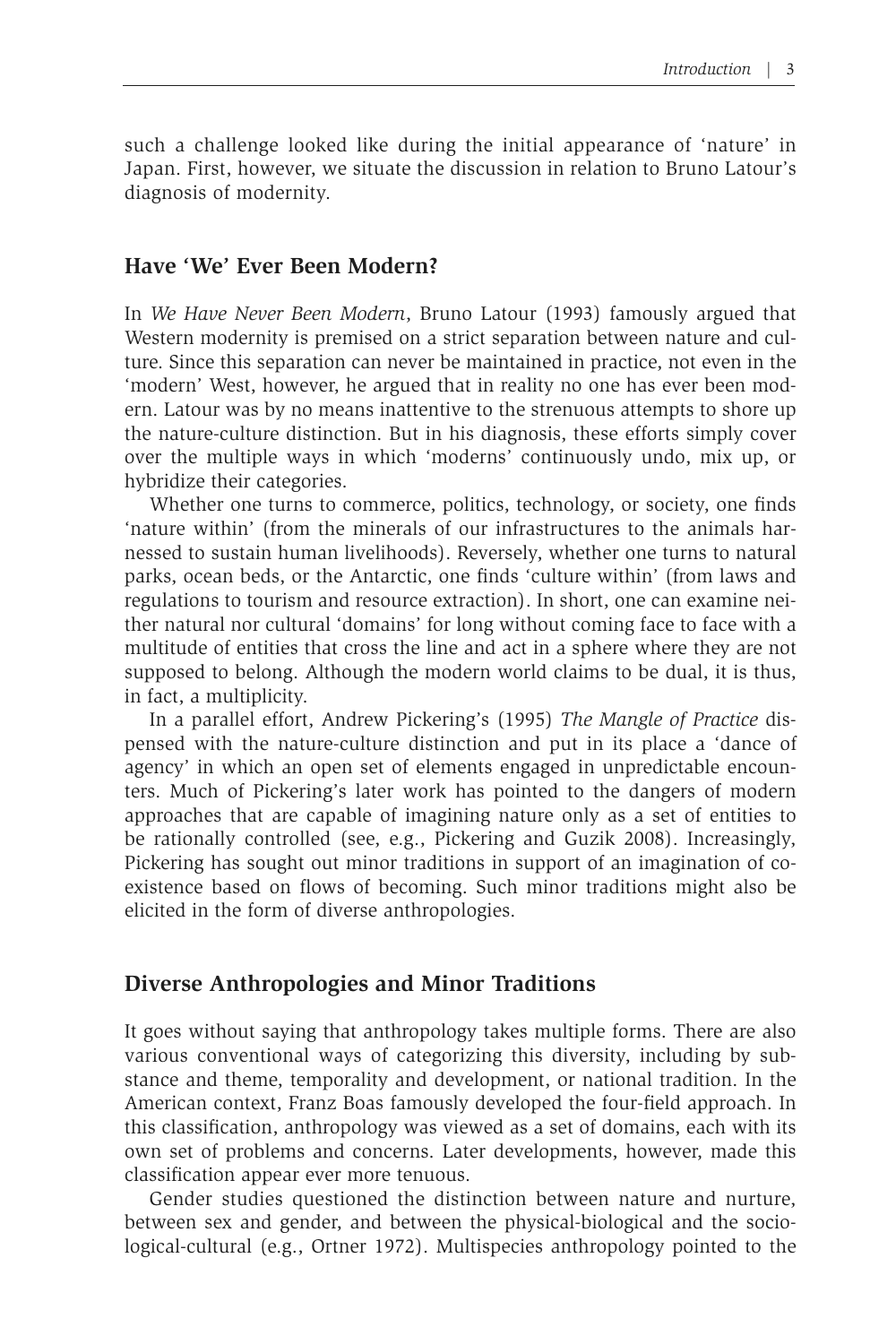such a challenge looked like during the initial appearance of 'nature' in Japan. First, however, we situate the discussion in relation to Bruno Latour's diagnosis of modernity.

## Have 'We' Ever Been Modern?

In *We Have Never Been Modern*, Bruno Latour (1993) famously argued that Western modernity is premised on a strict separation between nature and culture. Since this separation can never be maintained in practice, not even in the 'modern' West, however, he argued that in reality no one has ever been modern. Latour was by no means inattentive to the strenuous attempts to shore up the nature-culture distinction. But in his diagnosis, these efforts simply cover over the multiple ways in which 'moderns' continuously undo, mix up, or hybridize their categories.

Whether one turns to commerce, politics, technology, or society, one finds 'nature within' (from the minerals of our infrastructures to the animals harnessed to sustain human livelihoods). Reversely, whether one turns to natural parks, ocean beds, or the Antarctic, one finds 'culture within' (from laws and regulations to tourism and resource extraction). In short, one can examine neither natural nor cultural 'domains' for long without coming face to face with a multitude of entities that cross the line and act in a sphere where they are not supposed to belong. Although the modern world claims to be dual, it is thus, in fact, a multiplicity.

In a parallel effort, Andrew Pickering's (1995) *The Mangle of Practice* dispensed with the nature-culture distinction and put in its place a 'dance of agency' in which an open set of elements engaged in unpredictable encounters. Much of Pickering's later work has pointed to the dangers of modern approaches that are capable of imagining nature only as a set of entities to be rationally controlled (see, e.g., Pickering and Guzik 2008). Increasingly, Pickering has sought out minor traditions in support of an imagination of coexistence based on flows of becoming. Such minor traditions might also be elicited in the form of diverse anthropologies.

## Diverse Anthropologies and Minor Traditions

It goes without saying that anthropology takes multiple forms. There are also various conventional ways of categorizing this diversity, including by substance and theme, temporality and development, or national tradition. In the American context, Franz Boas famously developed the four-field approach. In this classification, anthropology was viewed as a set of domains, each with its own set of problems and concerns. Later developments, however, made this classification appear ever more tenuous.

Gender studies questioned the distinction between nature and nurture, between sex and gender, and between the physical-biological and the sociological-cultural (e.g., Ortner 1972). Multispecies anthropology pointed to the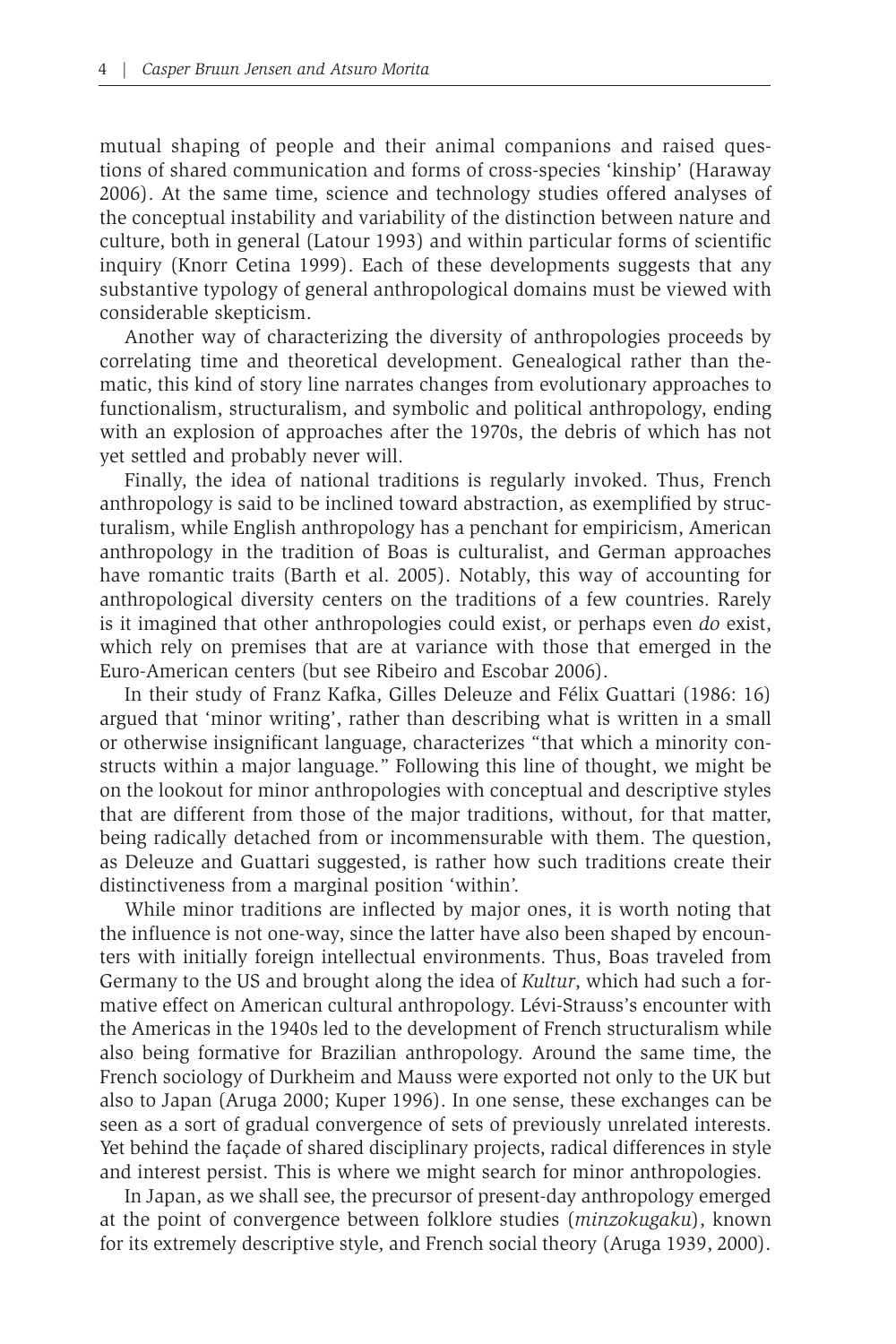mutual shaping of people and their animal companions and raised questions of shared communication and forms of cross-species 'kinship' (Haraway 2006). At the same time, science and technology studies offered analyses of the conceptual instability and variability of the distinction between nature and culture, both in general (Latour 1993) and within particular forms of scientific inquiry (Knorr Cetina 1999). Each of these developments suggests that any substantive typology of general anthropological domains must be viewed with considerable skepticism.

Another way of characterizing the diversity of anthropologies proceeds by correlating time and theoretical development. Genealogical rather than thematic, this kind of story line narrates changes from evolutionary approaches to functionalism, structuralism, and symbolic and political anthropology, ending with an explosion of approaches after the 1970s, the debris of which has not yet settled and probably never will.

Finally, the idea of national traditions is regularly invoked. Thus, French anthropology is said to be inclined toward abstraction, as exemplified by structuralism, while English anthropology has a penchant for empiricism, American anthropology in the tradition of Boas is culturalist, and German approaches have romantic traits (Barth et al. 2005). Notably, this way of accounting for anthropological diversity centers on the traditions of a few countries. Rarely is it imagined that other anthropologies could exist, or perhaps even *do* exist, which rely on premises that are at variance with those that emerged in the Euro-American centers (but see Ribeiro and Escobar 2006).

In their study of Franz Kafka, Gilles Deleuze and Félix Guattari (1986: 16) argued that 'minor writing', rather than describing what is written in a small or otherwise insignificant language, characterizes "that which a minority constructs within a major language." Following this line of thought, we might be on the lookout for minor anthropologies with conceptual and descriptive styles that are different from those of the major traditions, without, for that matter, being radically detached from or incommensurable with them. The question, as Deleuze and Guattari suggested, is rather how such traditions create their distinctiveness from a marginal position 'within'.

While minor traditions are inflected by major ones, it is worth noting that the influence is not one-way, since the latter have also been shaped by encounters with initially foreign intellectual environments. Thus, Boas traveled from Germany to the US and brought along the idea of *Kultur*, which had such a formative effect on American cultural anthropology. Lévi-Strauss's encounter with the Americas in the 1940s led to the development of French structuralism while also being formative for Brazilian anthropology. Around the same time, the French sociology of Durkheim and Mauss were exported not only to the UK but also to Japan (Aruga 2000; Kuper 1996). In one sense, these exchanges can be seen as a sort of gradual convergence of sets of previously unrelated interests. Yet behind the façade of shared disciplinary projects, radical differences in style and interest persist. This is where we might search for minor anthropologies.

In Japan, as we shall see, the precursor of present-day anthropology emerged at the point of convergence between folklore studies (*minzokugaku*), known for its extremely descriptive style, and French social theory (Aruga 1939, 2000).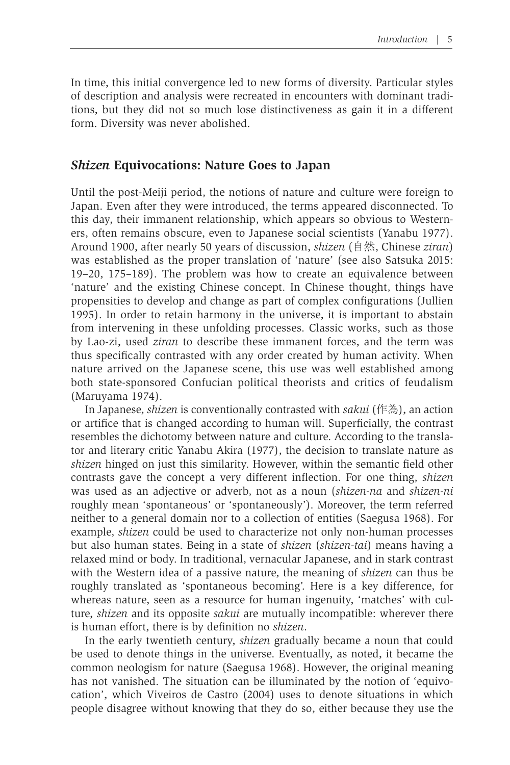In time, this initial convergence led to new forms of diversity. Particular styles of description and analysis were recreated in encounters with dominant traditions, but they did not so much lose distinctiveness as gain it in a different form. Diversity was never abolished.

## *Shizen* Equivocations: Nature Goes to Japan

Until the post-Meiji period, the notions of nature and culture were foreign to Japan. Even after they were introduced, the terms appeared disconnected. To this day, their immanent relationship, which appears so obvious to Westerners, often remains obscure, even to Japanese social scientists (Yanabu 1977). Around 1900, after nearly 50 years of discussion, *shizen* (自然, Chinese *ziran*) was established as the proper translation of 'nature' (see also Satsuka 2015: 19–20, 175–189). The problem was how to create an equivalence between 'nature' and the existing Chinese concept. In Chinese thought, things have propensities to develop and change as part of complex configurations (Jullien 1995). In order to retain harmony in the universe, it is important to abstain from intervening in these unfolding processes. Classic works, such as those by Lao-zi, used *ziran* to describe these immanent forces, and the term was thus specifically contrasted with any order created by human activity. When nature arrived on the Japanese scene, this use was well established among both state-sponsored Confucian political theorists and critics of feudalism (Maruyama 1974).

In Japanese, *shizen* is conventionally contrasted with *sakui* (作為), an action or artifice that is changed according to human will. Superficially, the contrast resembles the dichotomy between nature and culture. According to the translator and literary critic Yanabu Akira (1977), the decision to translate nature as *shizen* hinged on just this similarity. However, within the semantic field other contrasts gave the concept a very different inflection. For one thing, *shizen* was used as an adjective or adverb, not as a noun (*shizen-na* and *shizen-ni* roughly mean 'spontaneous' or 'spontaneously'). Moreover, the term referred neither to a general domain nor to a collection of entities (Saegusa 1968). For example, *shizen* could be used to characterize not only non-human processes but also human states. Being in a state of *shizen* (*shizen-tai*) means having a relaxed mind or body. In traditional, vernacular Japanese, and in stark contrast with the Western idea of a passive nature, the meaning of *shizen* can thus be roughly translated as 'spontaneous becoming'. Here is a key difference, for whereas nature, seen as a resource for human ingenuity, 'matches' with culture, *shizen* and its opposite *sakui* are mutually incompatible: wherever there is human effort, there is by definition no *shizen*.

In the early twentieth century, *shizen* gradually became a noun that could be used to denote things in the universe. Eventually, as noted, it became the common neologism for nature (Saegusa 1968). However, the original meaning has not vanished. The situation can be illuminated by the notion of 'equivocation', which Viveiros de Castro (2004) uses to denote situations in which people disagree without knowing that they do so, either because they use the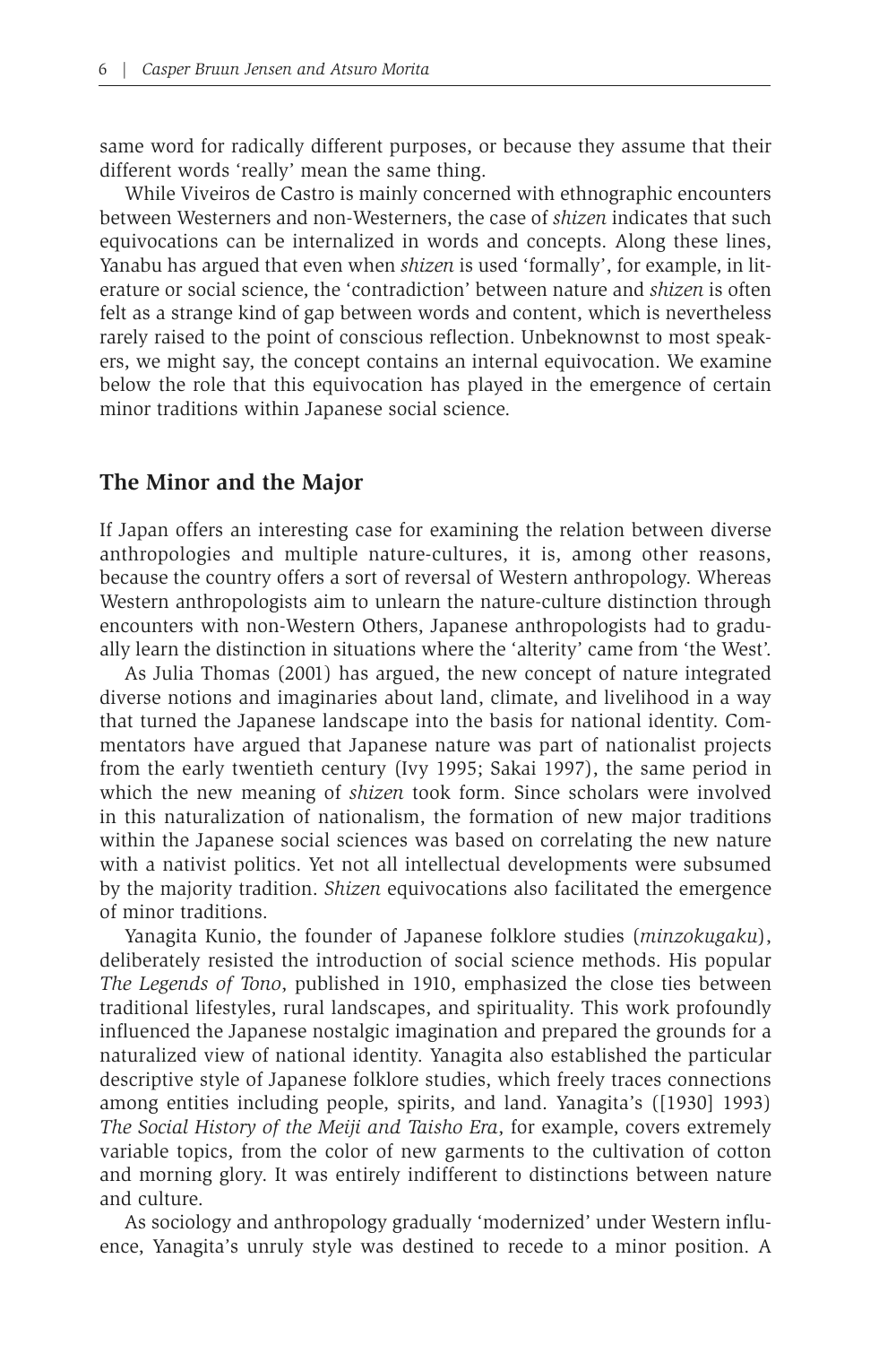same word for radically different purposes, or because they assume that their different words 'really' mean the same thing.

While Viveiros de Castro is mainly concerned with ethnographic encounters between Westerners and non-Westerners, the case of *shizen* indicates that such equivocations can be internalized in words and concepts. Along these lines, Yanabu has argued that even when *shizen* is used 'formally', for example, in literature or social science, the 'contradiction' between nature and *shizen* is often felt as a strange kind of gap between words and content, which is nevertheless rarely raised to the point of conscious reflection. Unbeknownst to most speakers, we might say, the concept contains an internal equivocation. We examine below the role that this equivocation has played in the emergence of certain minor traditions within Japanese social science.

## The Minor and the Major

If Japan offers an interesting case for examining the relation between diverse anthropologies and multiple nature-cultures, it is, among other reasons, because the country offers a sort of reversal of Western anthropology. Whereas Western anthropologists aim to unlearn the nature-culture distinction through encounters with non-Western Others, Japanese anthropologists had to gradually learn the distinction in situations where the 'alterity' came from 'the West'.

As Julia Thomas (2001) has argued, the new concept of nature integrated diverse notions and imaginaries about land, climate, and livelihood in a way that turned the Japanese landscape into the basis for national identity. Commentators have argued that Japanese nature was part of nationalist projects from the early twentieth century (Ivy 1995; Sakai 1997), the same period in which the new meaning of *shizen* took form. Since scholars were involved in this naturalization of nationalism, the formation of new major traditions within the Japanese social sciences was based on correlating the new nature with a nativist politics. Yet not all intellectual developments were subsumed by the majority tradition. *Shizen* equivocations also facilitated the emergence of minor traditions.

Yanagita Kunio, the founder of Japanese folklore studies (*minzokugaku*), deliberately resisted the introduction of social science methods. His popular *The Legends of Tono*, published in 1910, emphasized the close ties between traditional lifestyles, rural landscapes, and spirituality. This work profoundly influenced the Japanese nostalgic imagination and prepared the grounds for a naturalized view of national identity. Yanagita also established the particular descriptive style of Japanese folklore studies, which freely traces connections among entities including people, spirits, and land. Yanagita's ([1930] 1993) *The Social History of the Meiji and Taisho Era*, for example, covers extremely variable topics, from the color of new garments to the cultivation of cotton and morning glory. It was entirely indifferent to distinctions between nature and culture.

As sociology and anthropology gradually 'modernized' under Western influence, Yanagita's unruly style was destined to recede to a minor position. A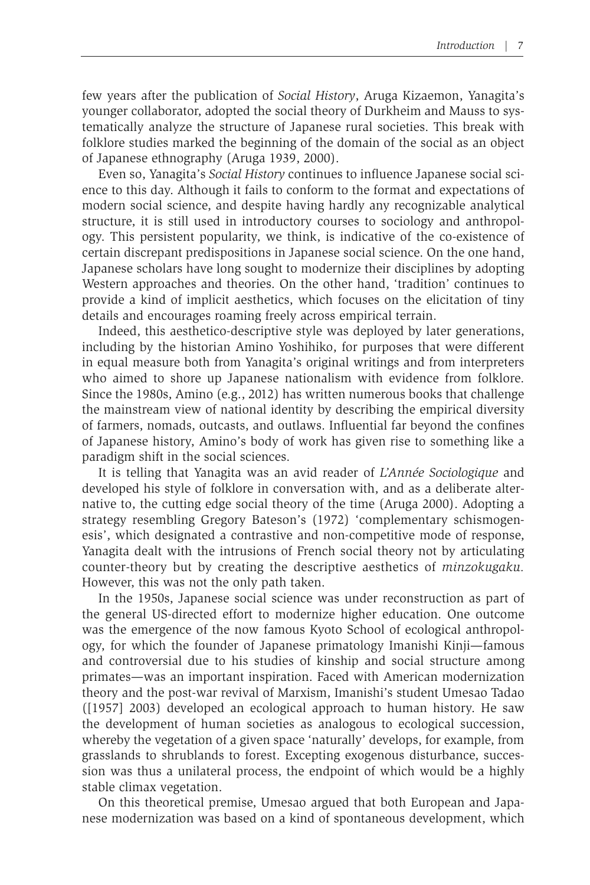few years after the publication of *Social History*, Aruga Kizaemon, Yanagita's younger collaborator, adopted the social theory of Durkheim and Mauss to systematically analyze the structure of Japanese rural societies. This break with folklore studies marked the beginning of the domain of the social as an object of Japanese ethnography (Aruga 1939, 2000).

Even so, Yanagita's *Social History* continues to influence Japanese social science to this day. Although it fails to conform to the format and expectations of modern social science, and despite having hardly any recognizable analytical structure, it is still used in introductory courses to sociology and anthropology. This persistent popularity, we think, is indicative of the co-existence of certain discrepant predispositions in Japanese social science. On the one hand, Japanese scholars have long sought to modernize their disciplines by adopting Western approaches and theories. On the other hand, 'tradition' continues to provide a kind of implicit aesthetics, which focuses on the elicitation of tiny details and encourages roaming freely across empirical terrain.

Indeed, this aesthetico-descriptive style was deployed by later generations, including by the historian Amino Yoshihiko, for purposes that were different in equal measure both from Yanagita's original writings and from interpreters who aimed to shore up Japanese nationalism with evidence from folklore. Since the 1980s, Amino (e.g., 2012) has written numerous books that challenge the mainstream view of national identity by describing the empirical diversity of farmers, nomads, outcasts, and outlaws. Influential far beyond the confines of Japanese history, Amino's body of work has given rise to something like a paradigm shift in the social sciences.

It is telling that Yanagita was an avid reader of *L'Année Sociologique* and developed his style of folklore in conversation with, and as a deliberate alternative to, the cutting edge social theory of the time (Aruga 2000). Adopting a strategy resembling Gregory Bateson's (1972) 'complementary schismogenesis', which designated a contrastive and non-competitive mode of response, Yanagita dealt with the intrusions of French social theory not by articulating counter-theory but by creating the descriptive aesthetics of *minzokugaku*. However, this was not the only path taken.

In the 1950s, Japanese social science was under reconstruction as part of the general US-directed effort to modernize higher education. One outcome was the emergence of the now famous Kyoto School of ecological anthropology, for which the founder of Japanese primatology Imanishi Kinji—famous and controversial due to his studies of kinship and social structure among primates—was an important inspiration. Faced with American modernization theory and the post-war revival of Marxism, Imanishi's student Umesao Tadao ([1957] 2003) developed an ecological approach to human history. He saw the development of human societies as analogous to ecological succession, whereby the vegetation of a given space 'naturally' develops, for example, from grasslands to shrublands to forest. Excepting exogenous disturbance, succession was thus a unilateral process, the endpoint of which would be a highly stable climax vegetation.

On this theoretical premise, Umesao argued that both European and Japanese modernization was based on a kind of spontaneous development, which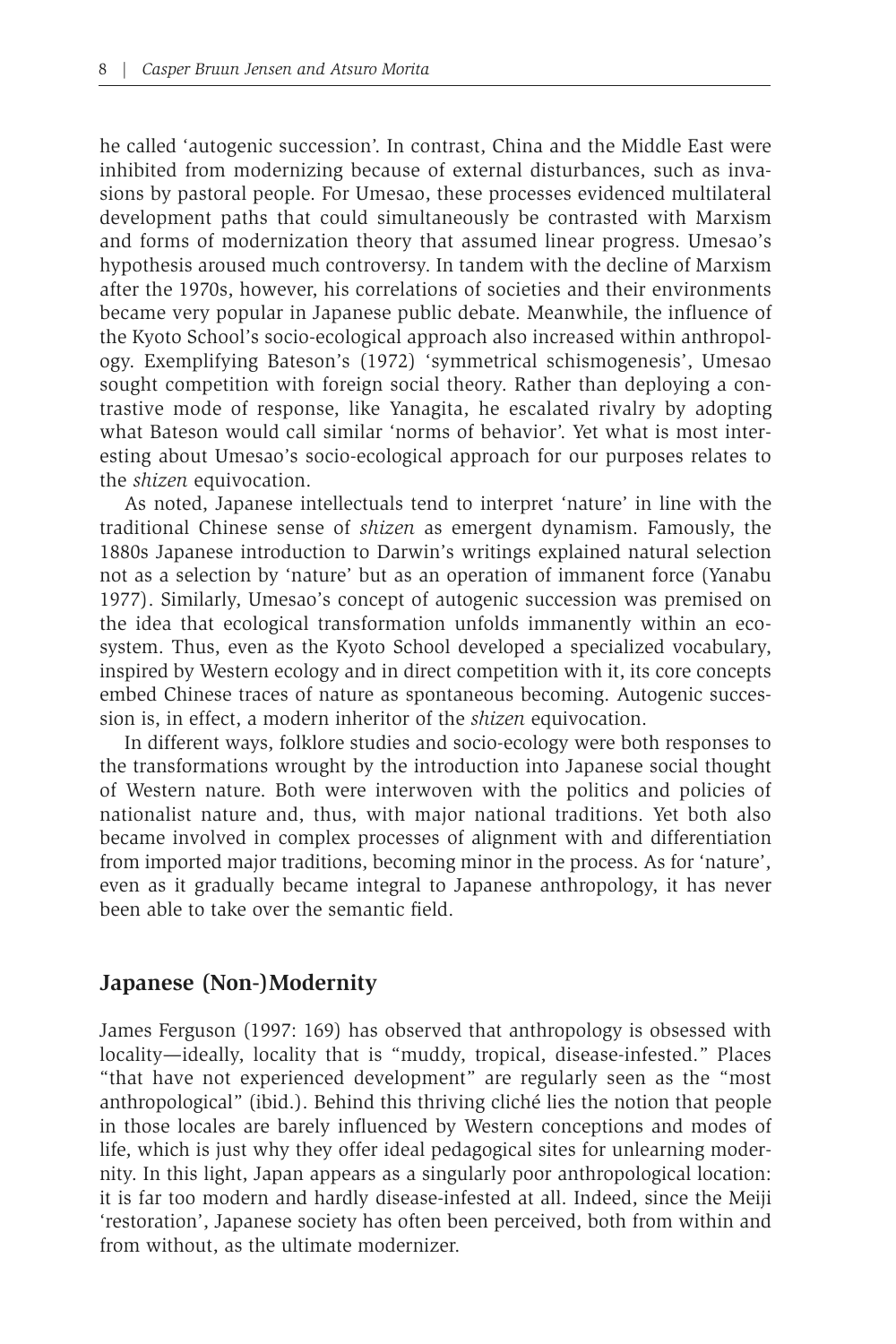he called 'autogenic succession'. In contrast, China and the Middle East were inhibited from modernizing because of external disturbances, such as invasions by pastoral people. For Umesao, these processes evidenced multilateral development paths that could simultaneously be contrasted with Marxism and forms of modernization theory that assumed linear progress. Umesao's hypothesis aroused much controversy. In tandem with the decline of Marxism after the 1970s, however, his correlations of societies and their environments became very popular in Japanese public debate. Meanwhile, the influence of the Kyoto School's socio-ecological approach also increased within anthropology. Exemplifying Bateson's (1972) 'symmetrical schismogenesis', Umesao sought competition with foreign social theory. Rather than deploying a contrastive mode of response, like Yanagita, he escalated rivalry by adopting what Bateson would call similar 'norms of behavior'. Yet what is most interesting about Umesao's socio-ecological approach for our purposes relates to the *shizen* equivocation.

As noted, Japanese intellectuals tend to interpret 'nature' in line with the traditional Chinese sense of *shizen* as emergent dynamism. Famously, the 1880s Japanese introduction to Darwin's writings explained natural selection not as a selection by 'nature' but as an operation of immanent force (Yanabu 1977). Similarly, Umesao's concept of autogenic succession was premised on the idea that ecological transformation unfolds immanently within an ecosystem. Thus, even as the Kyoto School developed a specialized vocabulary, inspired by Western ecology and in direct competition with it, its core concepts embed Chinese traces of nature as spontaneous becoming. Autogenic succession is, in effect, a modern inheritor of the *shizen* equivocation.

In different ways, folklore studies and socio-ecology were both responses to the transformations wrought by the introduction into Japanese social thought of Western nature. Both were interwoven with the politics and policies of nationalist nature and, thus, with major national traditions. Yet both also became involved in complex processes of alignment with and differentiation from imported major traditions, becoming minor in the process. As for 'nature', even as it gradually became integral to Japanese anthropology, it has never been able to take over the semantic field.

## Japanese (Non-)Modernity

James Ferguson (1997: 169) has observed that anthropology is obsessed with locality—ideally, locality that is "muddy, tropical, disease-infested." Places "that have not experienced development" are regularly seen as the "most anthropological" (ibid.). Behind this thriving cliché lies the notion that people in those locales are barely influenced by Western conceptions and modes of life, which is just why they offer ideal pedagogical sites for unlearning modernity. In this light, Japan appears as a singularly poor anthropological location: it is far too modern and hardly disease-infested at all. Indeed, since the Meiji 'restoration', Japanese society has often been perceived, both from within and from without, as the ultimate modernizer.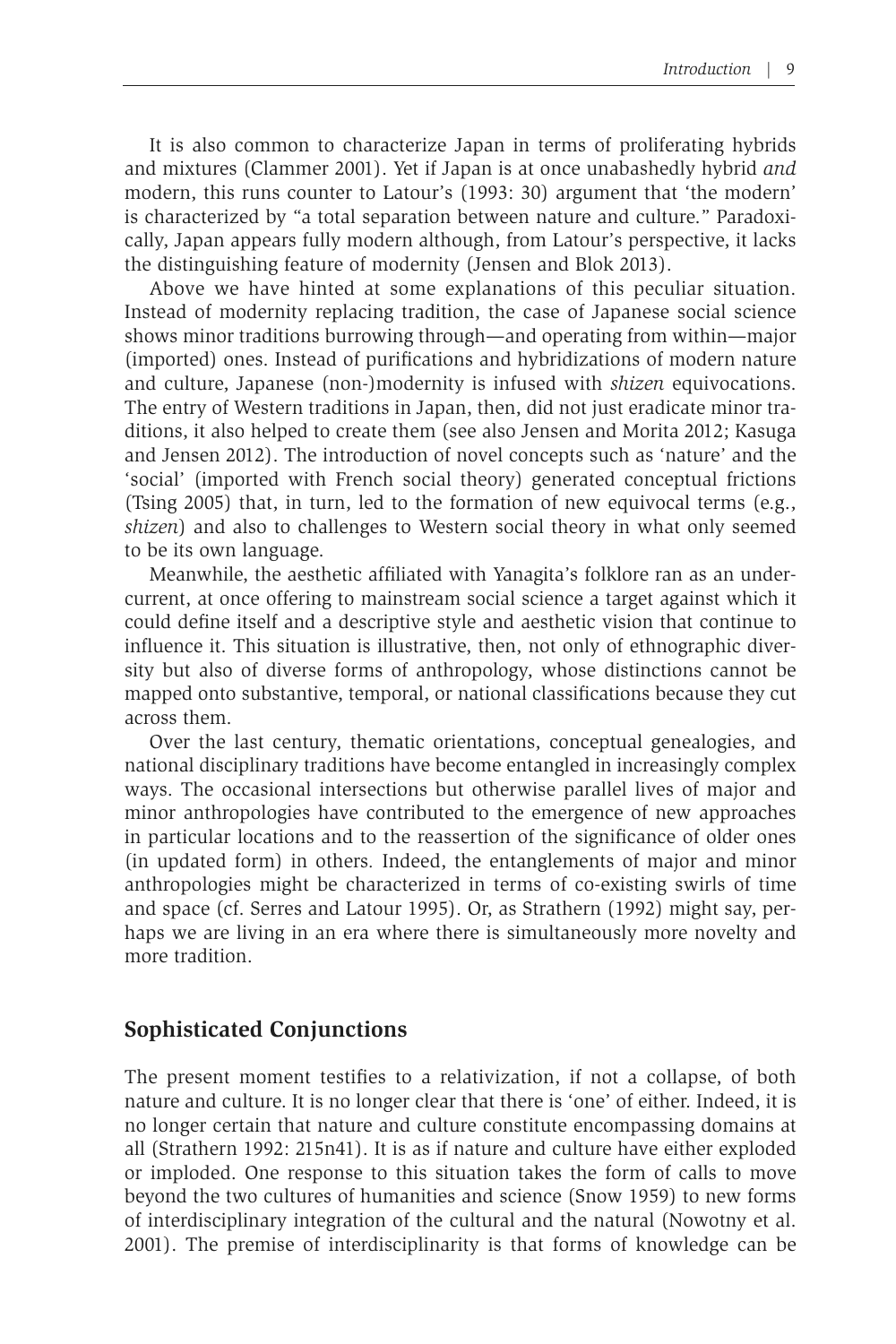It is also common to characterize Japan in terms of proliferating hybrids and mixtures (Clammer 2001). Yet if Japan is at once unabashedly hybrid *and* modern, this runs counter to Latour's (1993: 30) argument that 'the modern' is characterized by "a total separation between nature and culture." Paradoxically, Japan appears fully modern although, from Latour's perspective, it lacks the distinguishing feature of modernity (Jensen and Blok 2013).

Above we have hinted at some explanations of this peculiar situation. Instead of modernity replacing tradition, the case of Japanese social science shows minor traditions burrowing through—and operating from within—major (imported) ones. Instead of purifications and hybridizations of modern nature and culture, Japanese (non-)modernity is infused with *shizen* equivocations. The entry of Western traditions in Japan, then, did not just eradicate minor traditions, it also helped to create them (see also Jensen and Morita 2012; Kasuga and Jensen 2012). The introduction of novel concepts such as 'nature' and the 'social' (imported with French social theory) generated conceptual frictions (Tsing 2005) that, in turn, led to the formation of new equivocal terms (e.g., *shizen*) and also to challenges to Western social theory in what only seemed to be its own language.

Meanwhile, the aesthetic affiliated with Yanagita's folklore ran as an undercurrent, at once offering to mainstream social science a target against which it could define itself and a descriptive style and aesthetic vision that continue to influence it. This situation is illustrative, then, not only of ethnographic diversity but also of diverse forms of anthropology, whose distinctions cannot be mapped onto substantive, temporal, or national classifications because they cut across them.

Over the last century, thematic orientations, conceptual genealogies, and national disciplinary traditions have become entangled in increasingly complex ways. The occasional intersections but otherwise parallel lives of major and minor anthropologies have contributed to the emergence of new approaches in particular locations and to the reassertion of the significance of older ones (in updated form) in others. Indeed, the entanglements of major and minor anthropologies might be characterized in terms of co-existing swirls of time and space (cf. Serres and Latour 1995). Or, as Strathern (1992) might say, perhaps we are living in an era where there is simultaneously more novelty and more tradition.

## Sophisticated Conjunctions

The present moment testifies to a relativization, if not a collapse, of both nature and culture. It is no longer clear that there is 'one' of either. Indeed, it is no longer certain that nature and culture constitute encompassing domains at all (Strathern 1992: 215n41). It is as if nature and culture have either exploded or imploded. One response to this situation takes the form of calls to move beyond the two cultures of humanities and science (Snow 1959) to new forms of interdisciplinary integration of the cultural and the natural (Nowotny et al. 2001). The premise of interdisciplinarity is that forms of knowledge can be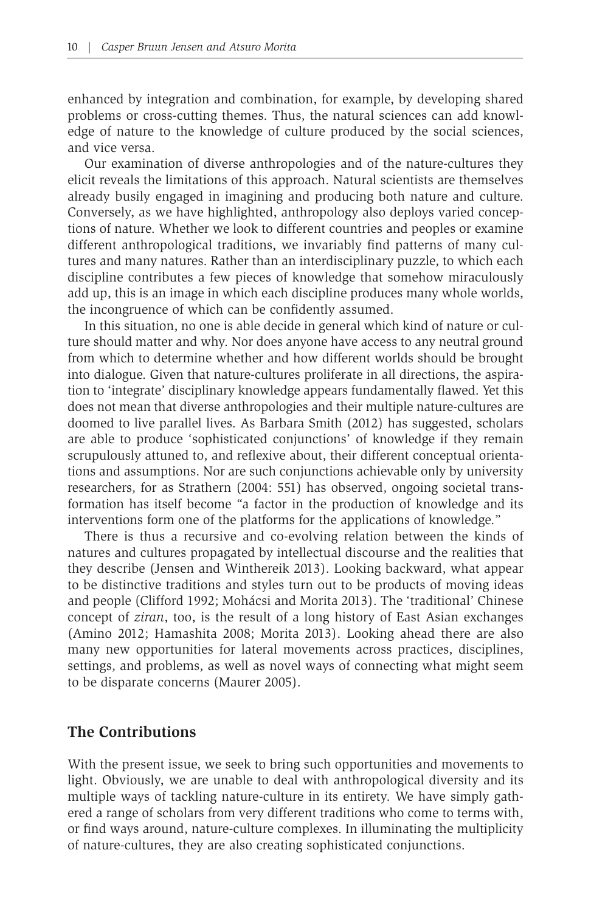enhanced by integration and combination, for example, by developing shared problems or cross-cutting themes. Thus, the natural sciences can add knowledge of nature to the knowledge of culture produced by the social sciences, and vice versa.

Our examination of diverse anthropologies and of the nature-cultures they elicit reveals the limitations of this approach. Natural scientists are themselves already busily engaged in imagining and producing both nature and culture. Conversely, as we have highlighted, anthropology also deploys varied conceptions of nature. Whether we look to different countries and peoples or examine different anthropological traditions, we invariably find patterns of many cultures and many natures. Rather than an interdisciplinary puzzle, to which each discipline contributes a few pieces of knowledge that somehow miraculously add up, this is an image in which each discipline produces many whole worlds, the incongruence of which can be confidently assumed.

In this situation, no one is able decide in general which kind of nature or culture should matter and why. Nor does anyone have access to any neutral ground from which to determine whether and how different worlds should be brought into dialogue. Given that nature-cultures proliferate in all directions, the aspiration to 'integrate' disciplinary knowledge appears fundamentally flawed. Yet this does not mean that diverse anthropologies and their multiple nature-cultures are doomed to live parallel lives. As Barbara Smith (2012) has suggested, scholars are able to produce 'sophisticated conjunctions' of knowledge if they remain scrupulously attuned to, and reflexive about, their different conceptual orientations and assumptions. Nor are such conjunctions achievable only by university researchers, for as Strathern (2004: 551) has observed, ongoing societal transformation has itself become "a factor in the production of knowledge and its interventions form one of the platforms for the applications of knowledge."

There is thus a recursive and co-evolving relation between the kinds of natures and cultures propagated by intellectual discourse and the realities that they describe (Jensen and Winthereik 2013). Looking backward, what appear to be distinctive traditions and styles turn out to be products of moving ideas and people (Clifford 1992; Mohácsi and Morita 2013). The 'traditional' Chinese concept of *ziran*, too, is the result of a long history of East Asian exchanges (Amino 2012; Hamashita 2008; Morita 2013). Looking ahead there are also many new opportunities for lateral movements across practices, disciplines, settings, and problems, as well as novel ways of connecting what might seem to be disparate concerns (Maurer 2005).

## The Contributions

With the present issue, we seek to bring such opportunities and movements to light. Obviously, we are unable to deal with anthropological diversity and its multiple ways of tackling nature-culture in its entirety. We have simply gathered a range of scholars from very different traditions who come to terms with, or find ways around, nature-culture complexes. In illuminating the multiplicity of nature-cultures, they are also creating sophisticated conjunctions.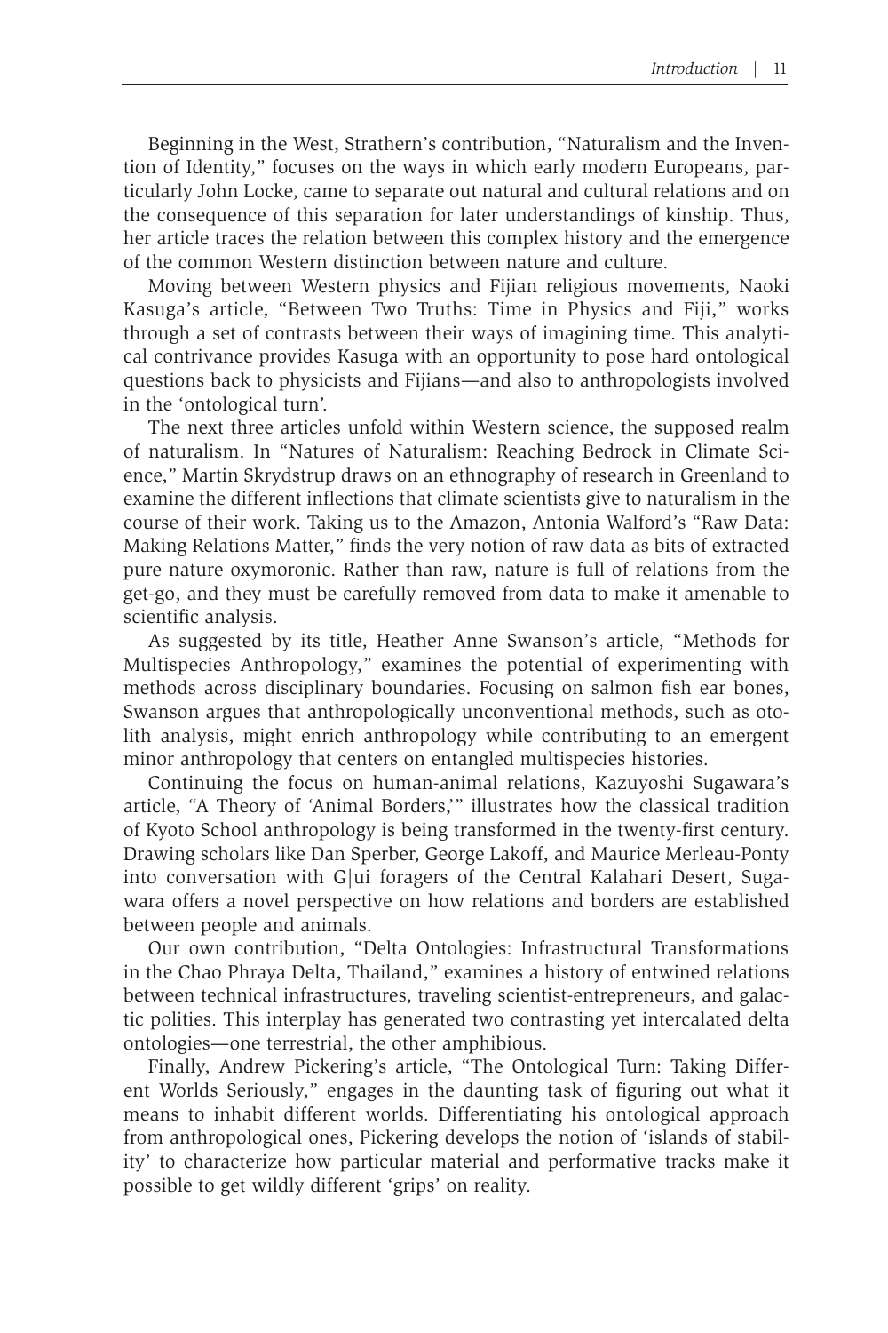Beginning in the West, Strathern's contribution, "Naturalism and the Invention of Identity," focuses on the ways in which early modern Europeans, particularly John Locke, came to separate out natural and cultural relations and on the consequence of this separation for later understandings of kinship. Thus, her article traces the relation between this complex history and the emergence of the common Western distinction between nature and culture.

Moving between Western physics and Fijian religious movements, Naoki Kasuga's article, "Between Two Truths: Time in Physics and Fiji," works through a set of contrasts between their ways of imagining time. This analytical contrivance provides Kasuga with an opportunity to pose hard ontological questions back to physicists and Fijians—and also to anthropologists involved in the 'ontological turn'.

The next three articles unfold within Western science, the supposed realm of naturalism. In "Natures of Naturalism: Reaching Bedrock in Climate Science," Martin Skrydstrup draws on an ethnography of research in Greenland to examine the different inflections that climate scientists give to naturalism in the course of their work. Taking us to the Amazon, Antonia Walford's "Raw Data: Making Relations Matter," finds the very notion of raw data as bits of extracted pure nature oxymoronic. Rather than raw, nature is full of relations from the get-go, and they must be carefully removed from data to make it amenable to scientific analysis.

As suggested by its title, Heather Anne Swanson's article, "Methods for Multispecies Anthropology," examines the potential of experimenting with methods across disciplinary boundaries. Focusing on salmon fish ear bones, Swanson argues that anthropologically unconventional methods, such as otolith analysis, might enrich anthropology while contributing to an emergent minor anthropology that centers on entangled multispecies histories.

Continuing the focus on human-animal relations, Kazuyoshi Sugawara's article, "A Theory of 'Animal Borders,'" illustrates how the classical tradition of Kyoto School anthropology is being transformed in the twenty-first century. Drawing scholars like Dan Sperber, George Lakoff, and Maurice Merleau-Ponty into conversation with G|ui foragers of the Central Kalahari Desert, Sugawara offers a novel perspective on how relations and borders are established between people and animals.

Our own contribution, "Delta Ontologies: Infrastructural Transformations in the Chao Phraya Delta, Thailand," examines a history of entwined relations between technical infrastructures, traveling scientist-entrepreneurs, and galactic polities. This interplay has generated two contrasting yet intercalated delta ontologies—one terrestrial, the other amphibious.

Finally, Andrew Pickering's article, "The Ontological Turn: Taking Different Worlds Seriously," engages in the daunting task of figuring out what it means to inhabit different worlds. Differentiating his ontological approach from anthropological ones, Pickering develops the notion of 'islands of stability' to characterize how particular material and performative tracks make it possible to get wildly different 'grips' on reality.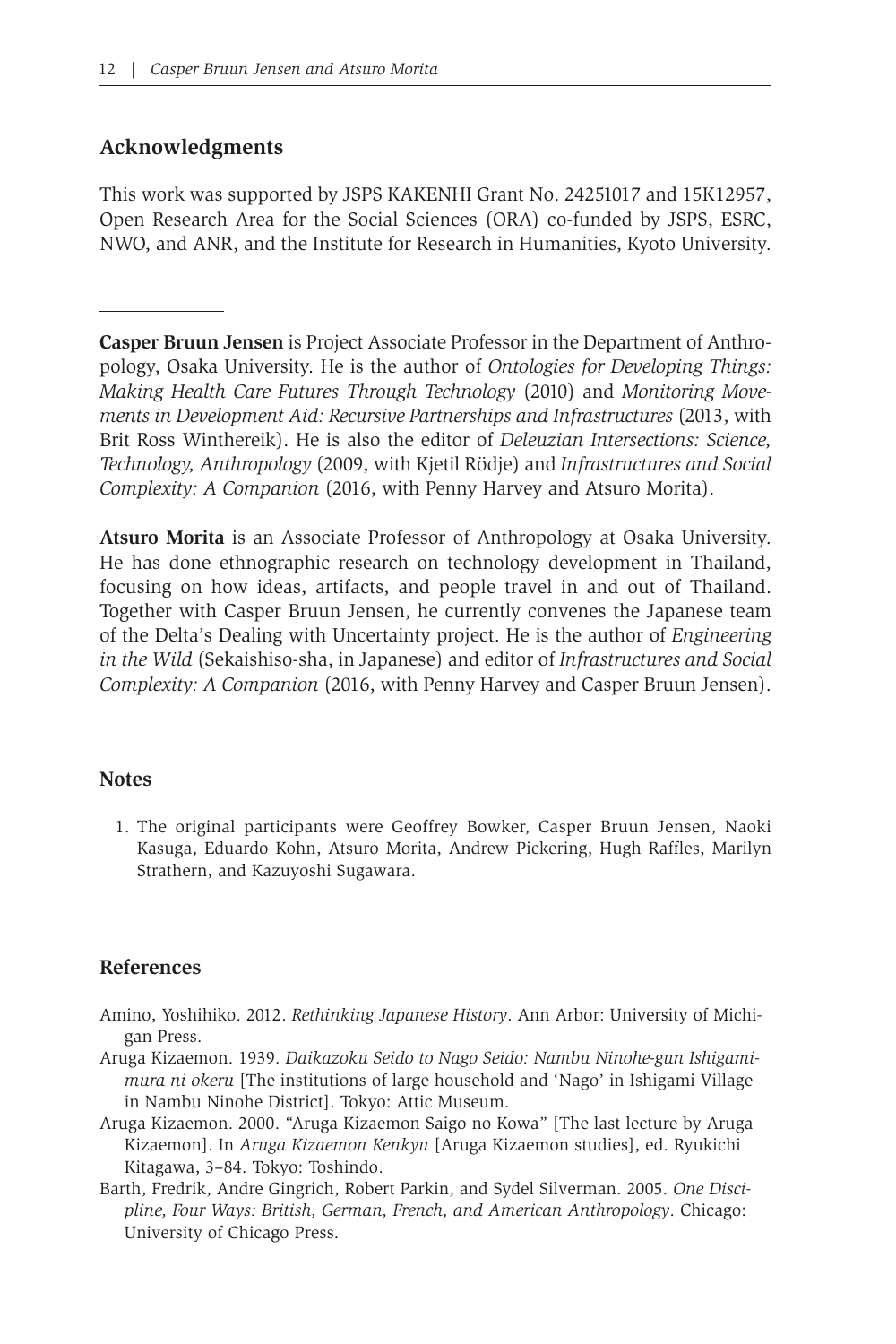## Acknowledgments

This work was supported by JSPS KAKENHI Grant No. 24251017 and 15K12957, Open Research Area for the Social Sciences (ORA) co-funded by JSPS, ESRC, NWO, and ANR, and the Institute for Research in Humanities, Kyoto University.

---

**Casper Bruun Jensen** is Project Associate Professor in the Department of Anthropology, Osaka University. He is the author of *Ontologies for Developing Things: Making Health Care Futures Through Technology* (2010) and *Monitoring Movements in Development Aid: Recursive Partnerships and Infrastructures* (2013, with Brit Ross Winthereik). He is also the editor of *Deleuzian Intersections: Science, Technology, Anthropology* (2009, with Kjetil Rödje) and *Infrastructures and Social Complexity: A Companion* (2016, with Penny Harvey and Atsuro Morita).

**Atsuro Morita** is an Associate Professor of Anthropology at Osaka University. He has done ethnographic research on technology development in Thailand, focusing on how ideas, artifacts, and people travel in and out of Thailand. Together with Casper Bruun Jensen, he currently convenes the Japanese team of the Delta's Dealing with Uncertainty project. He is the author of *Engineering in the Wild* (Sekaishiso-sha, in Japanese) and editor of *Infrastructures and Social Complexity: A Companion* (2016, with Penny Harvey and Casper Bruun Jensen).

## Notes

1. The original participants were Geoffrey Bowker, Casper Bruun Jensen, Naoki Kasuga, Eduardo Kohn, Atsuro Morita, Andrew Pickering, Hugh Raffles, Marilyn Strathern, and Kazuyoshi Sugawara.

## References

Amino, Yoshihiko. 2012. *Rethinking Japanese History*. Ann Arbor: University of Michigan Press.

Aruga Kizaemon. 1939. *Daikazoku Seido to Nago Seido: Nambu Ninohe-gun Ishigami-mura ni okeru* [The institutions of large household and 'Nago' in Ishigami Village in Nambu Ninohe District]. Tokyo: Attic Museum.

Aruga Kizaemon. 2000. "Aruga Kizaemon Saigo no Kowa" [The last lecture by Aruga Kizaemon]. In *Aruga Kizaemon Kenkyu* [Aruga Kizaemon studies], ed. Ryukichi Kitagawa, 3–84. Tokyo: Toshindo.

Barth, Fredrik, Andre Gingrich, Robert Parkin, and Sydel Silverman. 2005. *One Discipline, Four Ways: British, German, French, and American Anthropology*. Chicago: University of Chicago Press.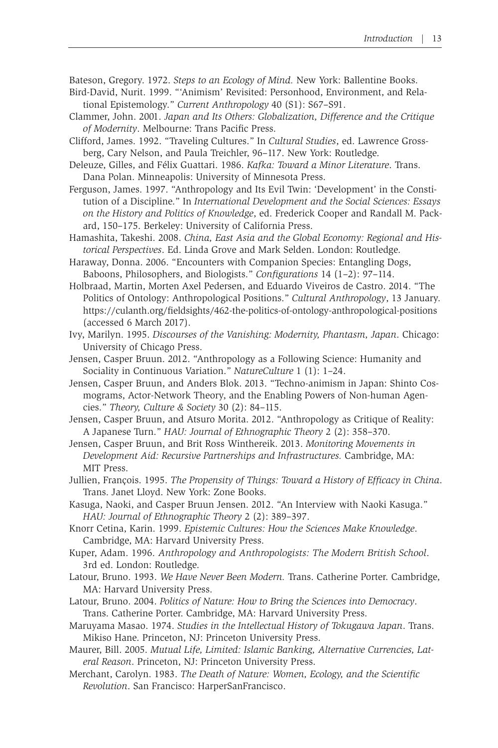Bateson, Gregory. 1972. *Steps to an Ecology of Mind.* New York: Ballentine Books.

Bird-David, Nurit. 1999. "'Animism' Revisited: Personhood, Environment, and Relational Epistemology." *Current Anthropology* 40 (S1): S67–S91.

Clammer, John. 2001. *Japan and Its Others: Globalization, Difference and the Critique of Modernity*. Melbourne: Trans Pacific Press.

Clifford, James. 1992. "Traveling Cultures." In *Cultural Studies*, ed. Lawrence Grossberg, Cary Nelson, and Paula Treichler, 96–117. New York: Routledge.

Deleuze, Gilles, and Félix Guattari. 1986. *Kafka: Toward a Minor Literature*. Trans. Dana Polan. Minneapolis: University of Minnesota Press.

Ferguson, James. 1997. "Anthropology and Its Evil Twin: 'Development' in the Constitution of a Discipline." In *International Development and the Social Sciences: Essays on the History and Politics of Knowledge*, ed. Frederick Cooper and Randall M. Packard, 150–175. Berkeley: University of California Press.

Hamashita, Takeshi. 2008. *China, East Asia and the Global Economy: Regional and Historical Perspectives*. Ed. Linda Grove and Mark Selden. London: Routledge.

Haraway, Donna. 2006. "Encounters with Companion Species: Entangling Dogs, Baboons, Philosophers, and Biologists." *Configurations* 14 (1–2): 97–114.

Holbraad, Martin, Morten Axel Pedersen, and Eduardo Viveiros de Castro. 2014. "The Politics of Ontology: Anthropological Positions." *Cultural Anthropology*, 13 January. https://culanth.org/fieldsights/462-the-politics-of-ontology-anthropological-positions (accessed 6 March 2017).

Ivy, Marilyn. 1995. *Discourses of the Vanishing: Modernity, Phantasm, Japan*. Chicago: University of Chicago Press.

Jensen, Casper Bruun. 2012. "Anthropology as a Following Science: Humanity and Sociality in Continuous Variation." *NatureCulture* 1 (1): 1–24.

Jensen, Casper Bruun, and Anders Blok. 2013. "Techno-animism in Japan: Shinto Cosmograms, Actor-Network Theory, and the Enabling Powers of Non-human Agencies." *Theory, Culture & Society* 30 (2): 84–115.

Jensen, Casper Bruun, and Atsuro Morita. 2012. "Anthropology as Critique of Reality: A Japanese Turn." *HAU: Journal of Ethnographic Theory* 2 (2): 358–370.

Jensen, Casper Bruun, and Brit Ross Winthereik. 2013. *Monitoring Movements in Development Aid: Recursive Partnerships and Infrastructures.* Cambridge, MA: MIT Press.

Jullien, François. 1995. *The Propensity of Things: Toward a History of Efficacy in China*. Trans. Janet Lloyd. New York: Zone Books.

Kasuga, Naoki, and Casper Bruun Jensen. 2012. "An Interview with Naoki Kasuga." *HAU: Journal of Ethnographic Theory* 2 (2): 389–397.

Knorr Cetina, Karin. 1999. *Epistemic Cultures: How the Sciences Make Knowledge*. Cambridge, MA: Harvard University Press.

Kuper, Adam. 1996. *Anthropology and Anthropologists: The Modern British School*. 3rd ed. London: Routledge.

Latour, Bruno. 1993. *We Have Never Been Modern.* Trans. Catherine Porter. Cambridge, MA: Harvard University Press.

Latour, Bruno. 2004. *Politics of Nature: How to Bring the Sciences into Democracy*. Trans. Catherine Porter. Cambridge, MA: Harvard University Press.

Maruyama Masao. 1974. *Studies in the Intellectual History of Tokugawa Japan*. Trans. Mikiso Hane. Princeton, NJ: Princeton University Press.

Maurer, Bill. 2005. *Mutual Life, Limited: Islamic Banking, Alternative Currencies, Lateral Reason*. Princeton, NJ: Princeton University Press.

Merchant, Carolyn. 1983. *The Death of Nature: Women, Ecology, and the Scientific Revolution*. San Francisco: HarperSanFrancisco.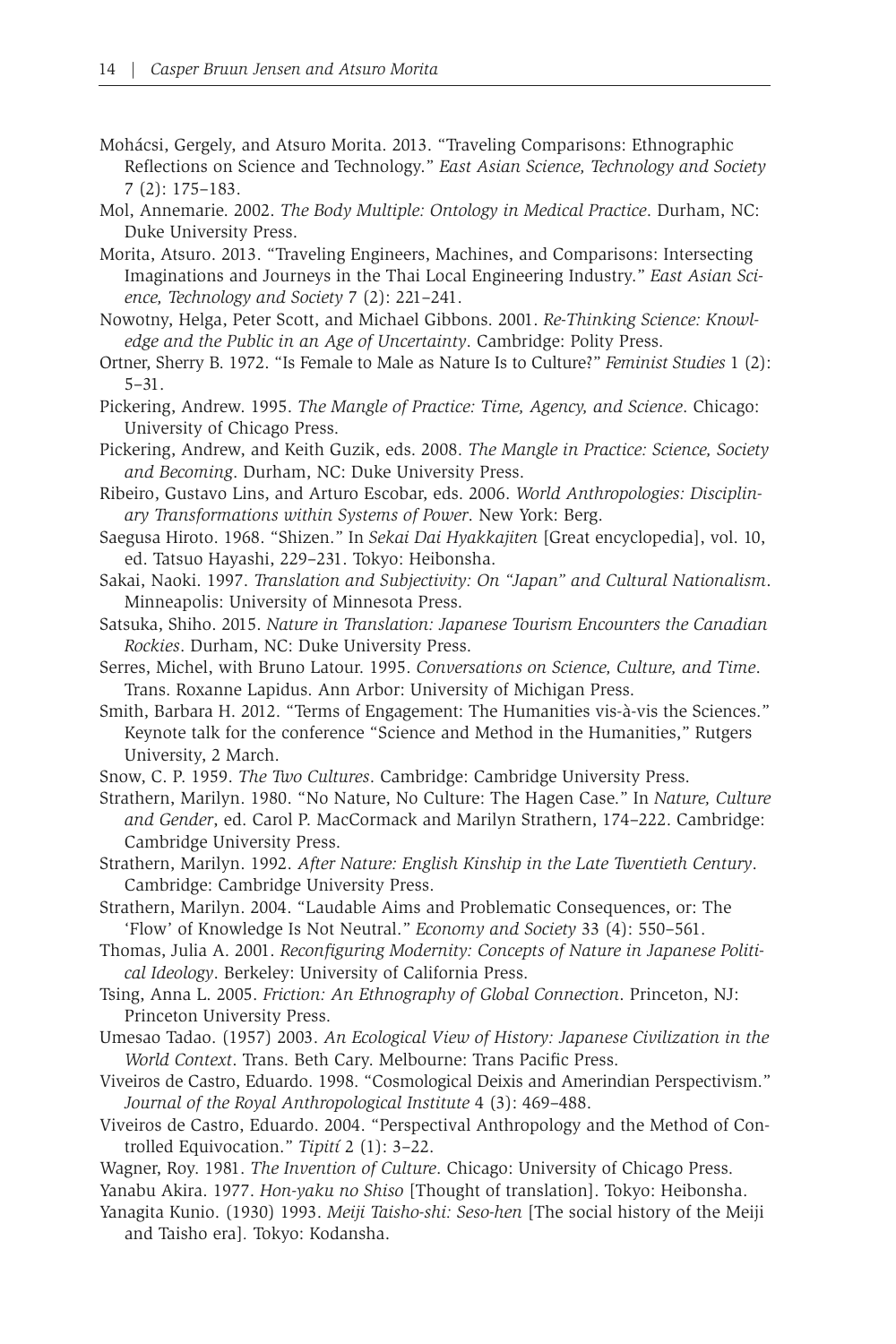Mohácsi, Gergely, and Atsuro Morita. 2013. "Traveling Comparisons: Ethnographic Reflections on Science and Technology." *East Asian Science, Technology and Society* 7 (2): 175–183.

Mol, Annemarie. 2002. *The Body Multiple: Ontology in Medical Practice*. Durham, NC: Duke University Press.

Morita, Atsuro. 2013. "Traveling Engineers, Machines, and Comparisons: Intersecting Imaginations and Journeys in the Thai Local Engineering Industry." *East Asian Science, Technology and Society* 7 (2): 221–241.

Nowotny, Helga, Peter Scott, and Michael Gibbons. 2001. *Re-Thinking Science: Knowledge and the Public in an Age of Uncertainty*. Cambridge: Polity Press.

Ortner, Sherry B. 1972. "Is Female to Male as Nature Is to Culture?" *Feminist Studies* 1 (2): 5–31.

Pickering, Andrew. 1995. *The Mangle of Practice: Time, Agency, and Science*. Chicago: University of Chicago Press.

Pickering, Andrew, and Keith Guzik, eds. 2008. *The Mangle in Practice: Science, Society and Becoming*. Durham, NC: Duke University Press.

Ribeiro, Gustavo Lins, and Arturo Escobar, eds. 2006. *World Anthropologies: Disciplinary Transformations within Systems of Power*. New York: Berg.

Saegusa Hiroto. 1968. "Shizen." In *Sekai Dai Hyakkajiten* [Great encyclopedia], vol. 10, ed. Tatsuo Hayashi, 229–231. Tokyo: Heibonsha.

Sakai, Naoki. 1997. *Translation and Subjectivity: On "Japan" and Cultural Nationalism*. Minneapolis: University of Minnesota Press.

Satsuka, Shiho. 2015. *Nature in Translation: Japanese Tourism Encounters the Canadian Rockies*. Durham, NC: Duke University Press.

Serres, Michel, with Bruno Latour. 1995. *Conversations on Science, Culture, and Time*. Trans. Roxanne Lapidus. Ann Arbor: University of Michigan Press.

Smith, Barbara H. 2012. "Terms of Engagement: The Humanities vis-à-vis the Sciences." Keynote talk for the conference "Science and Method in the Humanities," Rutgers University, 2 March.

Snow, C. P. 1959. *The Two Cultures*. Cambridge: Cambridge University Press.

Strathern, Marilyn. 1980. "No Nature, No Culture: The Hagen Case." In *Nature, Culture and Gender*, ed. Carol P. MacCormack and Marilyn Strathern, 174–222. Cambridge: Cambridge University Press.

Strathern, Marilyn. 1992. *After Nature: English Kinship in the Late Twentieth Century*. Cambridge: Cambridge University Press.

Strathern, Marilyn. 2004. "Laudable Aims and Problematic Consequences, or: The 'Flow' of Knowledge Is Not Neutral." *Economy and Society* 33 (4): 550–561.

Thomas, Julia A. 2001. *Reconfiguring Modernity: Concepts of Nature in Japanese Political Ideology*. Berkeley: University of California Press.

Tsing, Anna L. 2005. *Friction: An Ethnography of Global Connection*. Princeton, NJ: Princeton University Press.

Umesao Tadao. (1957) 2003. *An Ecological View of History: Japanese Civilization in the World Context*. Trans. Beth Cary. Melbourne: Trans Pacific Press.

Viveiros de Castro, Eduardo. 1998. "Cosmological Deixis and Amerindian Perspectivism." *Journal of the Royal Anthropological Institute* 4 (3): 469–488.

Viveiros de Castro, Eduardo. 2004. "Perspectival Anthropology and the Method of Controlled Equivocation." *Tipití* 2 (1): 3–22.

Wagner, Roy. 1981. *The Invention of Culture*. Chicago: University of Chicago Press.

Yanabu Akira. 1977. *Hon-yaku no Shiso* [Thought of translation]. Tokyo: Heibonsha.

Yanagita Kunio. (1930) 1993. *Meiji Taisho-shi: Seso-hen* [The social history of the Meiji and Taisho era]. Tokyo: Kodansha.